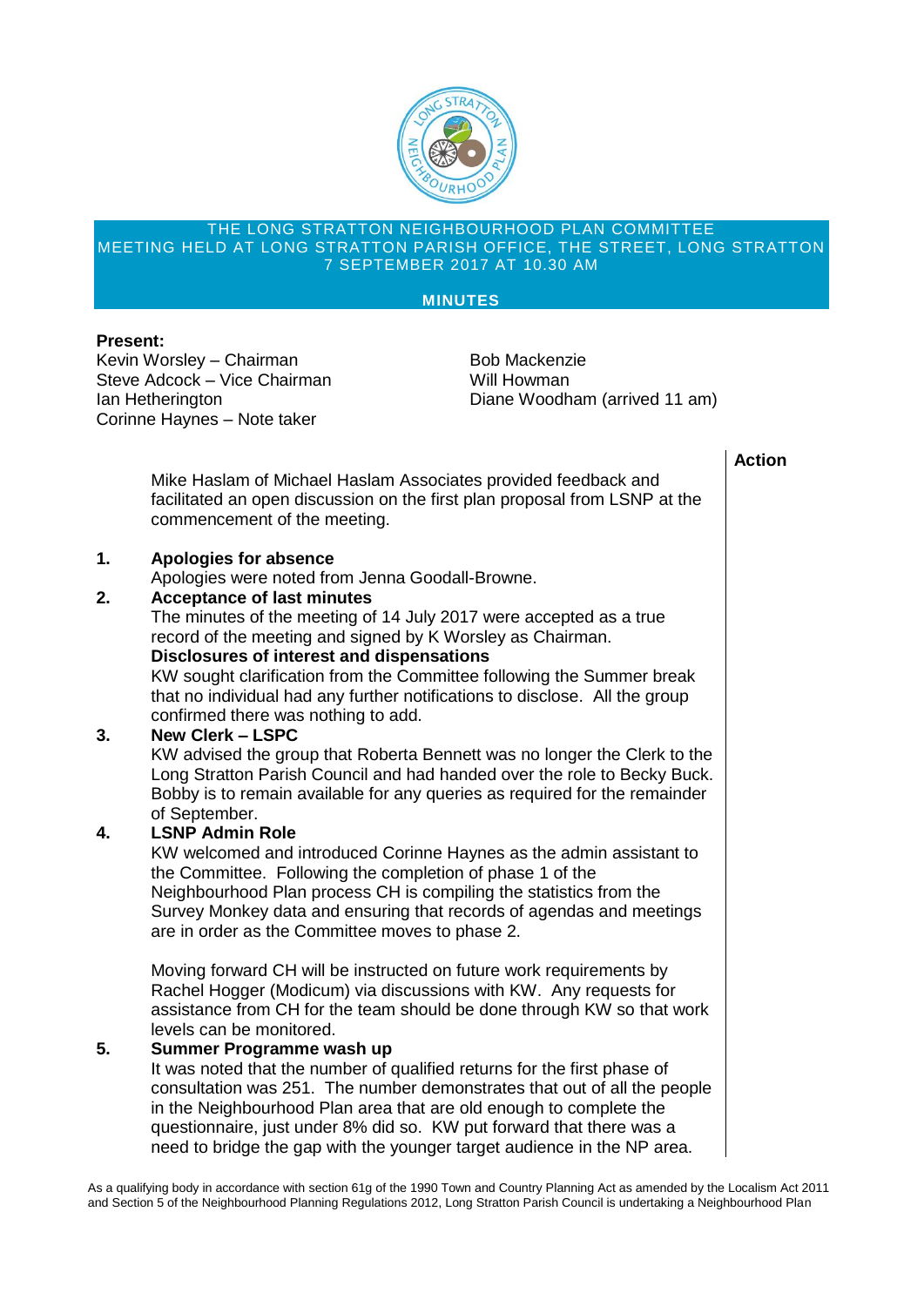THE LONG STRATTON NEIGHBOURHOOD PLAN COMMITTEE
MEETING HELD AT LONG STRATTON PARISH OFFICE, THE STREET, LONG STRATTON
7 SEPTEMBER 2017 AT 10.30 AM

**MINUTES**

**Present:**

Kevin Worsley – Chairman
Steve Adcock – Vice Chairman
Ian Hetherington
Corinne Haynes – Note taker
Bob Mackenzie
Will Howman
Diane Woodham (arrived 11 am)

**Action**

Mike Haslam of Michael Haslam Associates provided feedback and facilitated an open discussion on the first plan proposal from LSNP at the commencement of the meeting.

**1. Apologies for absence**

Apologies were noted from Jenna Goodall-Browne.

**2. Acceptance of last minutes**

The minutes of the meeting of 14 July 2017 were accepted as a true record of the meeting and signed by K Worsley as Chairman.

**Disclosures of interest and dispensations**

KW sought clarification from the Committee following the Summer break that no individual had any further notifications to disclose. All the group confirmed there was nothing to add.

**3. New Clerk – LSPC**

KW advised the group that Roberta Bennett was no longer the Clerk to the Long Stratton Parish Council and had handed over the role to Becky Buck. Bobby is to remain available for any queries as required for the remainder of September.

**4. LSNP Admin Role**

KW welcomed and introduced Corinne Haynes as the admin assistant to the Committee. Following the completion of phase 1 of the Neighbourhood Plan process CH is compiling the statistics from the Survey Monkey data and ensuring that records of agendas and meetings are in order as the Committee moves to phase 2.

Moving forward CH will be instructed on future work requirements by Rachel Hogger (Modicum) via discussions with KW. Any requests for assistance from CH for the team should be done through KW so that work levels can be monitored.

**5. Summer Programme wash up**

It was noted that the number of qualified returns for the first phase of consultation was 251. The number demonstrates that out of all the people in the Neighbourhood Plan area that are old enough to complete the questionnaire, just under 8% did so. KW put forward that there was a need to bridge the gap with the younger target audience in the NP area.

As a qualifying body in accordance with section 61g of the 1990 Town and Country Planning Act as amended by the Localism Act 2011 and Section 5 of the Neighbourhood Planning Regulations 2012, Long Stratton Parish Council is undertaking a Neighbourhood Plan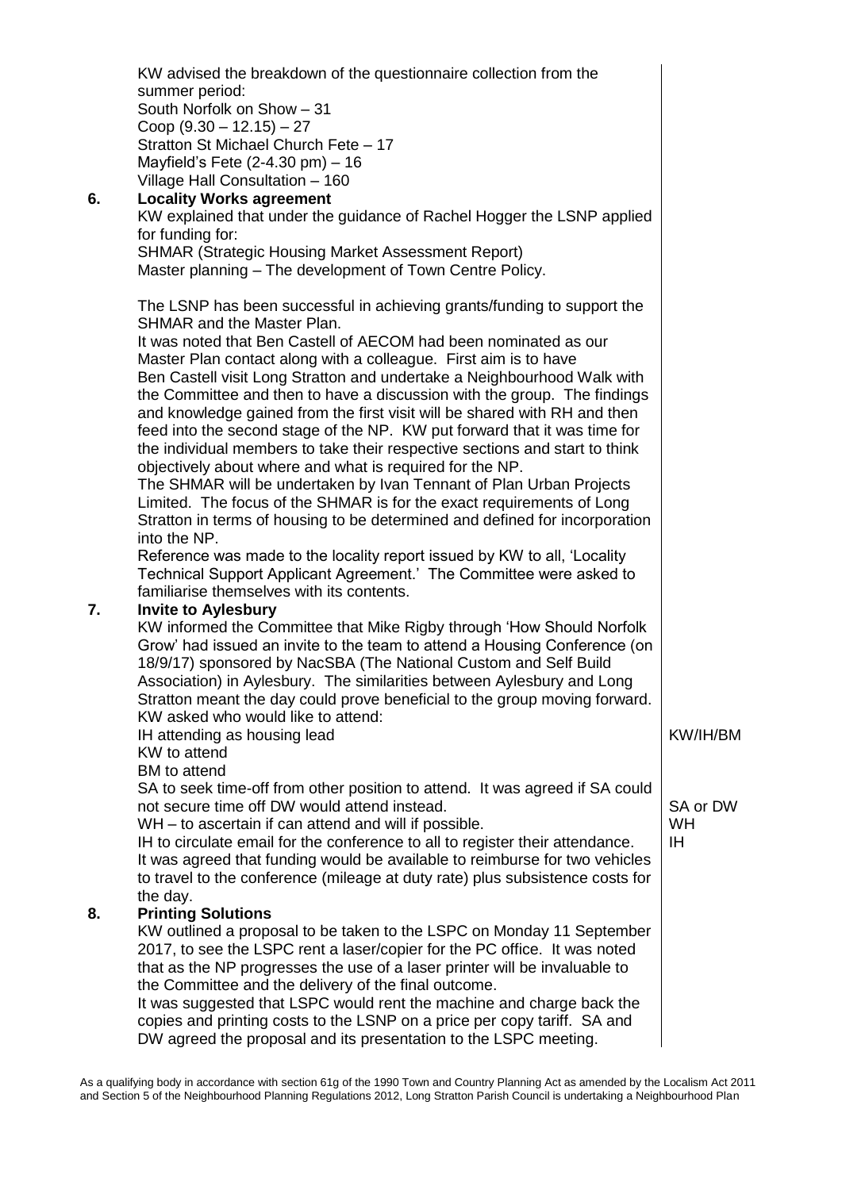KW advised the breakdown of the questionnaire collection from the summer period:
South Norfolk on Show – 31
Coop (9.30 – 12.15) – 27
Stratton St Michael Church Fete – 17
Mayfield's Fete (2-4.30 pm) – 16
Village Hall Consultation – 160

**6. Locality Works agreement**

KW explained that under the guidance of Rachel Hogger the LSNP applied for funding for:
SHMAR (Strategic Housing Market Assessment Report)
Master planning – The development of Town Centre Policy.

The LSNP has been successful in achieving grants/funding to support the SHMAR and the Master Plan.
It was noted that Ben Castell of AECOM had been nominated as our Master Plan contact along with a colleague. First aim is to have Ben Castell visit Long Stratton and undertake a Neighbourhood Walk with the Committee and then to have a discussion with the group. The findings and knowledge gained from the first visit will be shared with RH and then feed into the second stage of the NP. KW put forward that it was time for the individual members to take their respective sections and start to think objectively about where and what is required for the NP.
The SHMAR will be undertaken by Ivan Tennant of Plan Urban Projects Limited. The focus of the SHMAR is for the exact requirements of Long Stratton in terms of housing to be determined and defined for incorporation into the NP.
Reference was made to the locality report issued by KW to all, 'Locality Technical Support Applicant Agreement.' The Committee were asked to familiarise themselves with its contents.

**7. Invite to Aylesbury**

KW informed the Committee that Mike Rigby through 'How Should Norfolk Grow' had issued an invite to the team to attend a Housing Conference (on 18/9/17) sponsored by NacSBA (The National Custom and Self Build Association) in Aylesbury. The similarities between Aylesbury and Long Stratton meant the day could prove beneficial to the group moving forward.
KW asked who would like to attend:
IH attending as housing lead — KW/IH/BM
KW to attend
BM to attend
SA to seek time-off from other position to attend. It was agreed if SA could not secure time off DW would attend instead. — SA or DW
WH – to ascertain if can attend and will if possible. — WH
IH to circulate email for the conference to all to register their attendance. — IH
It was agreed that funding would be available to reimburse for two vehicles to travel to the conference (mileage at duty rate) plus subsistence costs for the day.

**8. Printing Solutions**

KW outlined a proposal to be taken to the LSPC on Monday 11 September 2017, to see the LSPC rent a laser/copier for the PC office. It was noted that as the NP progresses the use of a laser printer will be invaluable to the Committee and the delivery of the final outcome.
It was suggested that LSPC would rent the machine and charge back the copies and printing costs to the LSNP on a price per copy tariff. SA and DW agreed the proposal and its presentation to the LSPC meeting.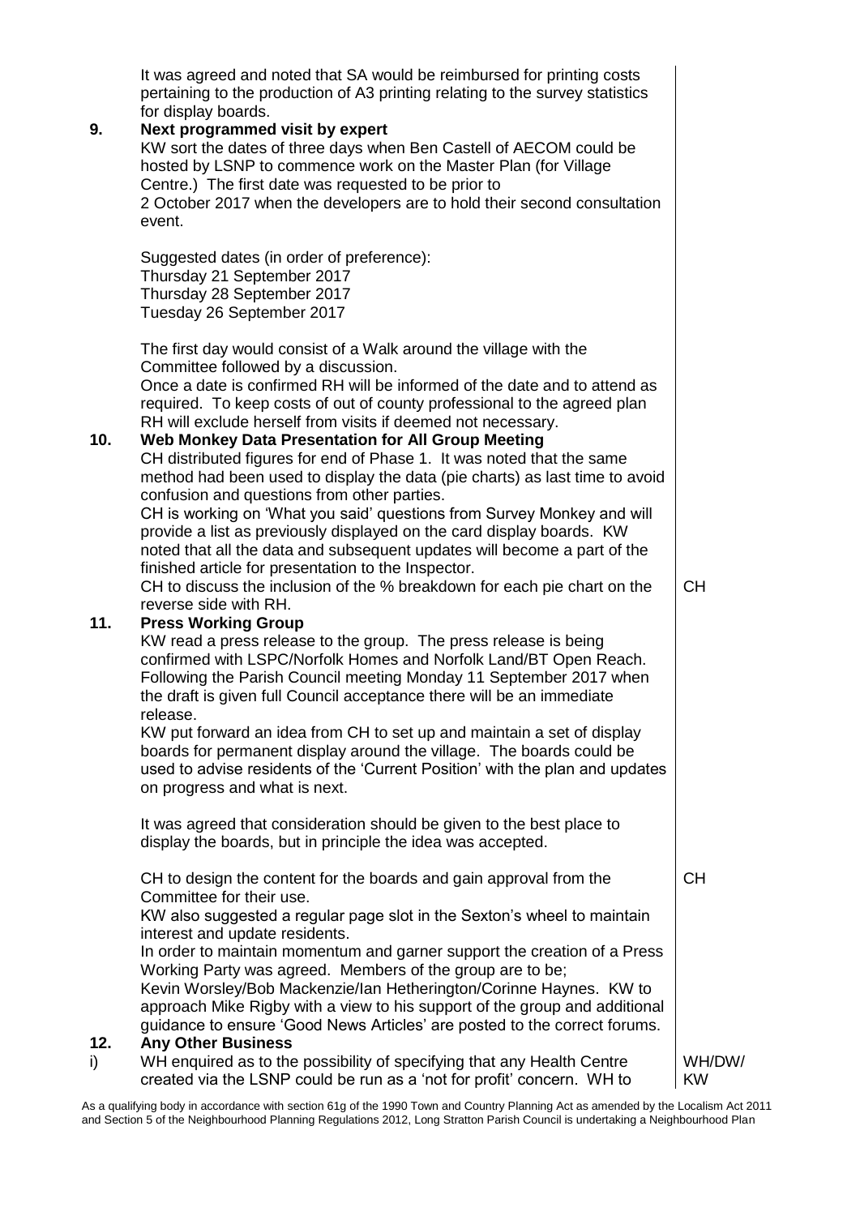It was agreed and noted that SA would be reimbursed for printing costs pertaining to the production of A3 printing relating to the survey statistics for display boards.

**9. Next programmed visit by expert**

KW sort the dates of three days when Ben Castell of AECOM could be hosted by LSNP to commence work on the Master Plan (for Village Centre.) The first date was requested to be prior to 2 October 2017 when the developers are to hold their second consultation event.

Suggested dates (in order of preference):
Thursday 21 September 2017
Thursday 28 September 2017
Tuesday 26 September 2017

The first day would consist of a Walk around the village with the Committee followed by a discussion.
Once a date is confirmed RH will be informed of the date and to attend as required. To keep costs of out of county professional to the agreed plan RH will exclude herself from visits if deemed not necessary.

**10. Web Monkey Data Presentation for All Group Meeting**

CH distributed figures for end of Phase 1. It was noted that the same method had been used to display the data (pie charts) as last time to avoid confusion and questions from other parties.
CH is working on 'What you said' questions from Survey Monkey and will provide a list as previously displayed on the card display boards. KW noted that all the data and subsequent updates will become a part of the finished article for presentation to the Inspector.
CH to discuss the inclusion of the % breakdown for each pie chart on the reverse side with RH. — **CH**

**11. Press Working Group**

KW read a press release to the group. The press release is being confirmed with LSPC/Norfolk Homes and Norfolk Land/BT Open Reach. Following the Parish Council meeting Monday 11 September 2017 when the draft is given full Council acceptance there will be an immediate release.
KW put forward an idea from CH to set up and maintain a set of display boards for permanent display around the village. The boards could be used to advise residents of the 'Current Position' with the plan and updates on progress and what is next.

It was agreed that consideration should be given to the best place to display the boards, but in principle the idea was accepted.

CH to design the content for the boards and gain approval from the Committee for their use. — **CH**
KW also suggested a regular page slot in the Sexton's wheel to maintain interest and update residents.
In order to maintain momentum and garner support the creation of a Press Working Party was agreed. Members of the group are to be;
Kevin Worsley/Bob Mackenzie/Ian Hetherington/Corinne Haynes. KW to approach Mike Rigby with a view to his support of the group and additional guidance to ensure 'Good News Articles' are posted to the correct forums.

**12. Any Other Business**

i) WH enquired as to the possibility of specifying that any Health Centre created via the LSNP could be run as a 'not for profit' concern. WH to — **WH/DW/KW**

As a qualifying body in accordance with section 61g of the 1990 Town and Country Planning Act as amended by the Localism Act 2011 and Section 5 of the Neighbourhood Planning Regulations 2012, Long Stratton Parish Council is undertaking a Neighbourhood Plan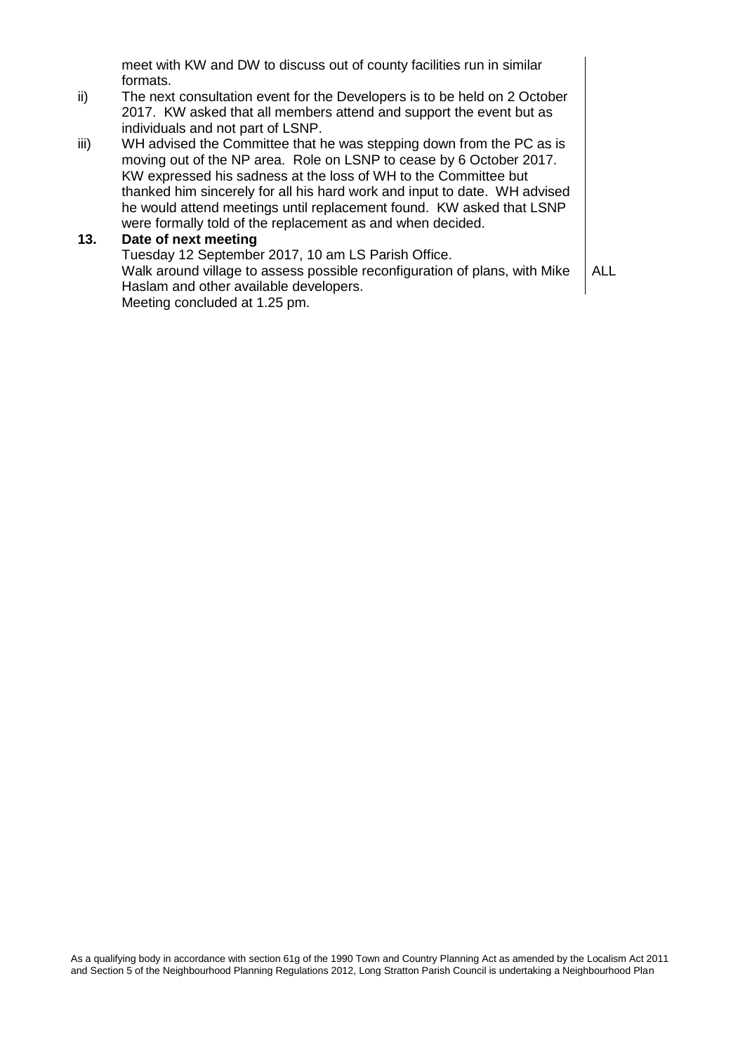meet with KW and DW to discuss out of county facilities run in similar formats.

ii) The next consultation event for the Developers is to be held on 2 October 2017. KW asked that all members attend and support the event but as individuals and not part of LSNP.

iii) WH advised the Committee that he was stepping down from the PC as is moving out of the NP area. Role on LSNP to cease by 6 October 2017. KW expressed his sadness at the loss of WH to the Committee but thanked him sincerely for all his hard work and input to date. WH advised he would attend meetings until replacement found. KW asked that LSNP were formally told of the replacement as and when decided.

**13. Date of next meeting**

Tuesday 12 September 2017, 10 am LS Parish Office.

Walk around village to assess possible reconfiguration of plans, with Mike Haslam and other available developers. — ALL

Meeting concluded at 1.25 pm.

As a qualifying body in accordance with section 61g of the 1990 Town and Country Planning Act as amended by the Localism Act 2011 and Section 5 of the Neighbourhood Planning Regulations 2012, Long Stratton Parish Council is undertaking a Neighbourhood Plan